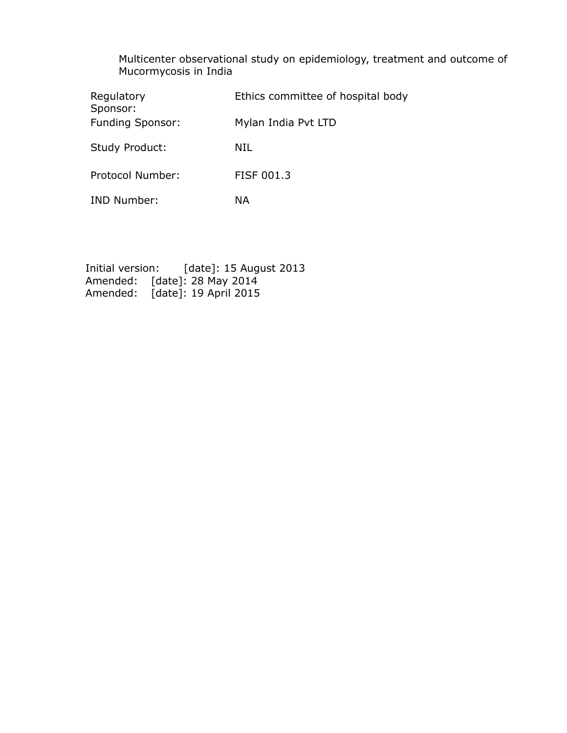# Multicenter observational study on epidemiology, treatment and outcome of Mucormycosis in India

| | |
|---|---|
| Regulatory Sponsor: | Ethics committee of hospital body |
| Funding Sponsor: | Mylan India Pvt LTD |
| Study Product: | NIL |
| Protocol Number: | FISF 001.3 |
| IND Number: | NA |

Initial version: [date]: 15 August 2013
Amended: [date]: 28 May 2014
Amended: [date]: 19 April 2015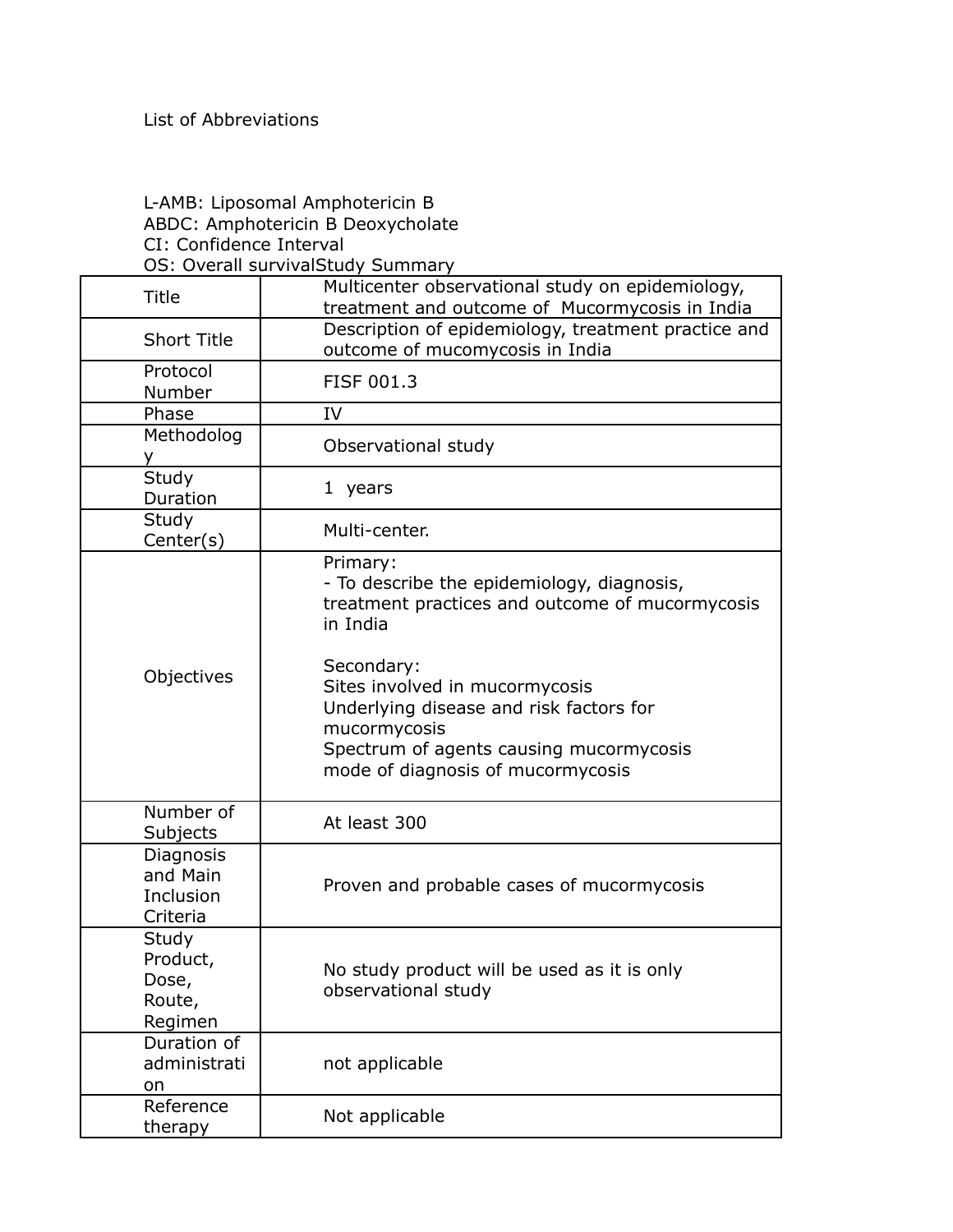List of Abbreviations

L-AMB: Liposomal Amphotericin B
ABDC: Amphotericin B Deoxycholate
CI: Confidence Interval
OS: Overall survivalStudy Summary

| Title | Multicenter observational study on epidemiology, treatment and outcome of Mucormycosis in India |
|---|---|
| Short Title | Description of epidemiology, treatment practice and outcome of mucomycosis in India |
| Protocol Number | FISF 001.3 |
| Phase | IV |
| Methodology | Observational study |
| Study Duration | 1 years |
| Study Center(s) | Multi-center. |
| Objectives | Primary:<br>- To describe the epidemiology, diagnosis, treatment practices and outcome of mucormycosis in India<br><br>Secondary:<br>Sites involved in mucormycosis<br>Underlying disease and risk factors for mucormycosis<br>Spectrum of agents causing mucormycosis<br>mode of diagnosis of mucormycosis |
| Number of Subjects | At least 300 |
| Diagnosis and Main Inclusion Criteria | Proven and probable cases of mucormycosis |
| Study Product, Dose, Route, Regimen | No study product will be used as it is only observational study |
| Duration of administration | not applicable |
| Reference therapy | Not applicable |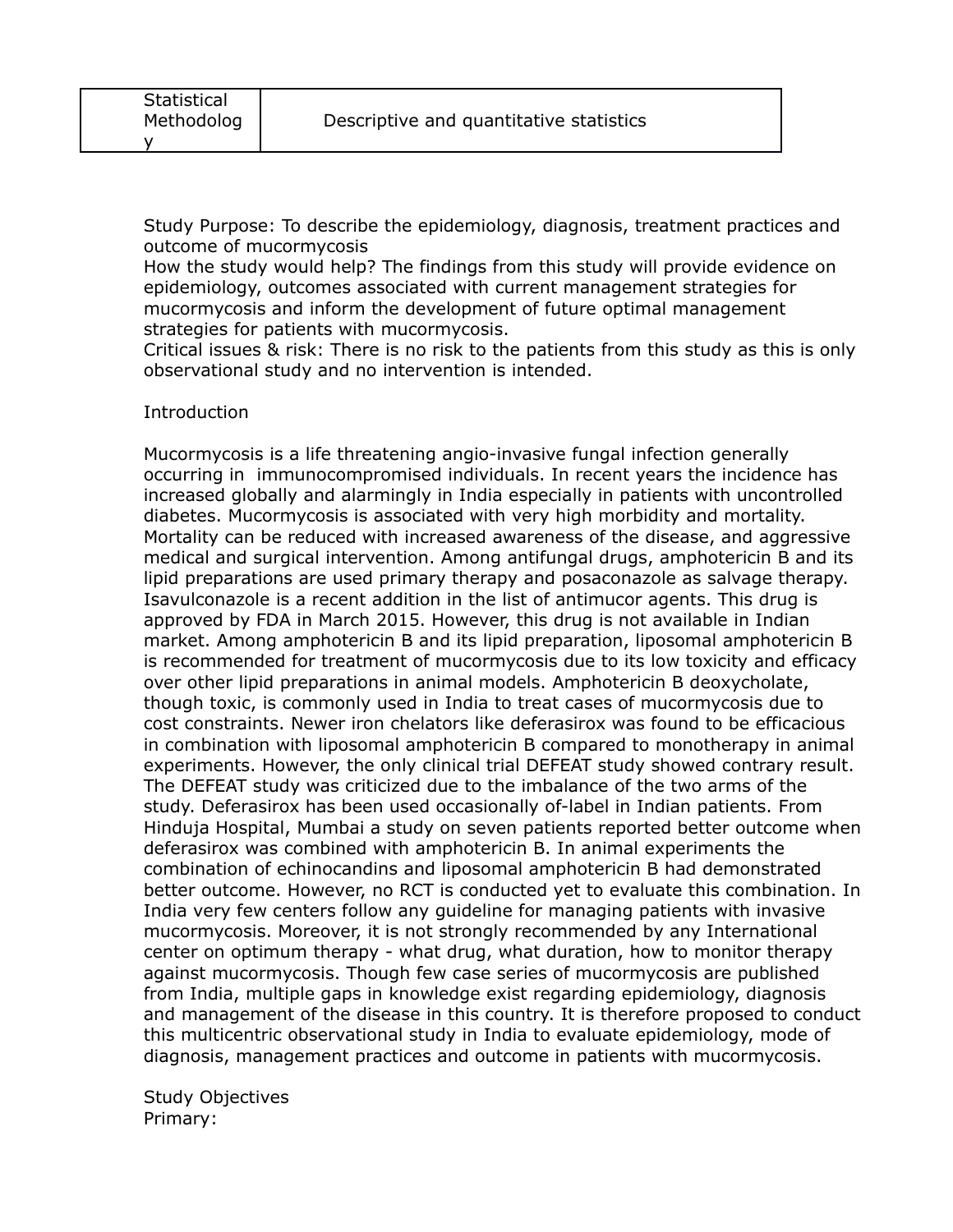| Statistical Methodology | Descriptive and quantitative statistics |
|---|---|

Study Purpose: To describe the epidemiology, diagnosis, treatment practices and outcome of mucormycosis

How the study would help? The findings from this study will provide evidence on epidemiology, outcomes associated with current management strategies for mucormycosis and inform the development of future optimal management strategies for patients with mucormycosis.

Critical issues & risk: There is no risk to the patients from this study as this is only observational study and no intervention is intended.

## Introduction

Mucormycosis is a life threatening angio-invasive fungal infection generally occurring in immunocompromised individuals. In recent years the incidence has increased globally and alarmingly in India especially in patients with uncontrolled diabetes. Mucormycosis is associated with very high morbidity and mortality. Mortality can be reduced with increased awareness of the disease, and aggressive medical and surgical intervention. Among antifungal drugs, amphotericin B and its lipid preparations are used primary therapy and posaconazole as salvage therapy. Isavulconazole is a recent addition in the list of antimucor agents. This drug is approved by FDA in March 2015. However, this drug is not available in Indian market. Among amphotericin B and its lipid preparation, liposomal amphotericin B is recommended for treatment of mucormycosis due to its low toxicity and efficacy over other lipid preparations in animal models. Amphotericin B deoxycholate, though toxic, is commonly used in India to treat cases of mucormycosis due to cost constraints. Newer iron chelators like deferasirox was found to be efficacious in combination with liposomal amphotericin B compared to monotherapy in animal experiments. However, the only clinical trial DEFEAT study showed contrary result. The DEFEAT study was criticized due to the imbalance of the two arms of the study. Deferasirox has been used occasionally of-label in Indian patients. From Hinduja Hospital, Mumbai a study on seven patients reported better outcome when deferasirox was combined with amphotericin B. In animal experiments the combination of echinocandins and liposomal amphotericin B had demonstrated better outcome. However, no RCT is conducted yet to evaluate this combination. In India very few centers follow any guideline for managing patients with invasive mucormycosis. Moreover, it is not strongly recommended by any International center on optimum therapy - what drug, what duration, how to monitor therapy against mucormycosis. Though few case series of mucormycosis are published from India, multiple gaps in knowledge exist regarding epidemiology, diagnosis and management of the disease in this country. It is therefore proposed to conduct this multicentric observational study in India to evaluate epidemiology, mode of diagnosis, management practices and outcome in patients with mucormycosis.

## Study Objectives

Primary: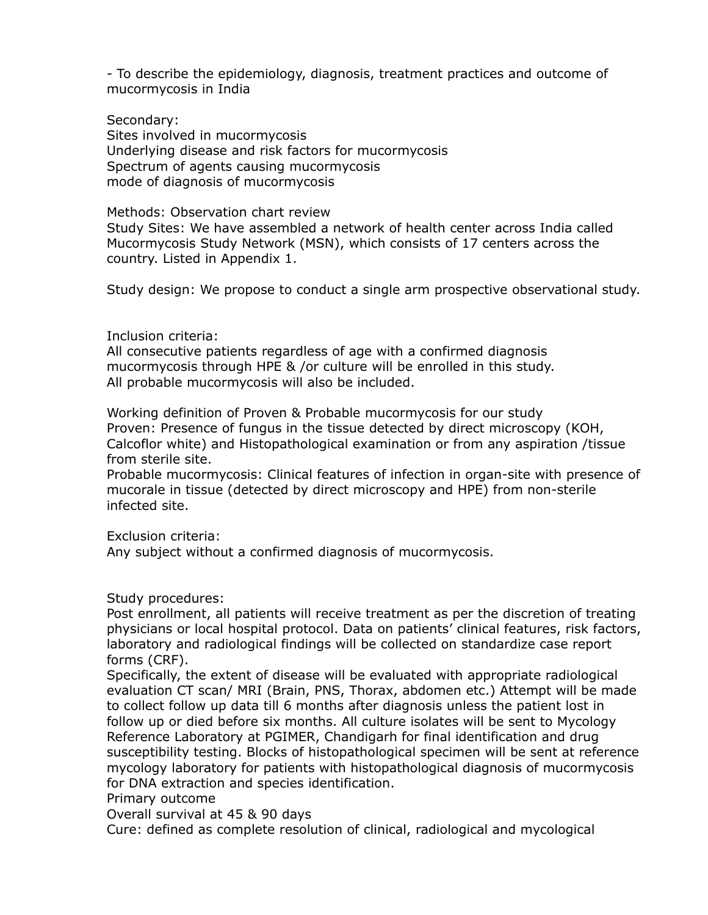- To describe the epidemiology, diagnosis, treatment practices and outcome of mucormycosis in India

Secondary:
Sites involved in mucormycosis
Underlying disease and risk factors for mucormycosis
Spectrum of agents causing mucormycosis
mode of diagnosis of mucormycosis

Methods: Observation chart review
Study Sites: We have assembled a network of health center across India called Mucormycosis Study Network (MSN), which consists of 17 centers across the country. Listed in Appendix 1.

Study design: We propose to conduct a single arm prospective observational study.

Inclusion criteria:
All consecutive patients regardless of age with a confirmed diagnosis mucormycosis through HPE & /or culture will be enrolled in this study.
All probable mucormycosis will also be included.

Working definition of Proven & Probable mucormycosis for our study
Proven: Presence of fungus in the tissue detected by direct microscopy (KOH, Calcoflor white) and Histopathological examination or from any aspiration /tissue from sterile site.
Probable mucormycosis: Clinical features of infection in organ-site with presence of mucorale in tissue (detected by direct microscopy and HPE) from non-sterile infected site.

Exclusion criteria:
Any subject without a confirmed diagnosis of mucormycosis.

Study procedures:
Post enrollment, all patients will receive treatment as per the discretion of treating physicians or local hospital protocol. Data on patients' clinical features, risk factors, laboratory and radiological findings will be collected on standardize case report forms (CRF).
Specifically, the extent of disease will be evaluated with appropriate radiological evaluation CT scan/ MRI (Brain, PNS, Thorax, abdomen etc.) Attempt will be made to collect follow up data till 6 months after diagnosis unless the patient lost in follow up or died before six months. All culture isolates will be sent to Mycology Reference Laboratory at PGIMER, Chandigarh for final identification and drug susceptibility testing. Blocks of histopathological specimen will be sent at reference mycology laboratory for patients with histopathological diagnosis of mucormycosis for DNA extraction and species identification.
Primary outcome
Overall survival at 45 & 90 days
Cure: defined as complete resolution of clinical, radiological and mycological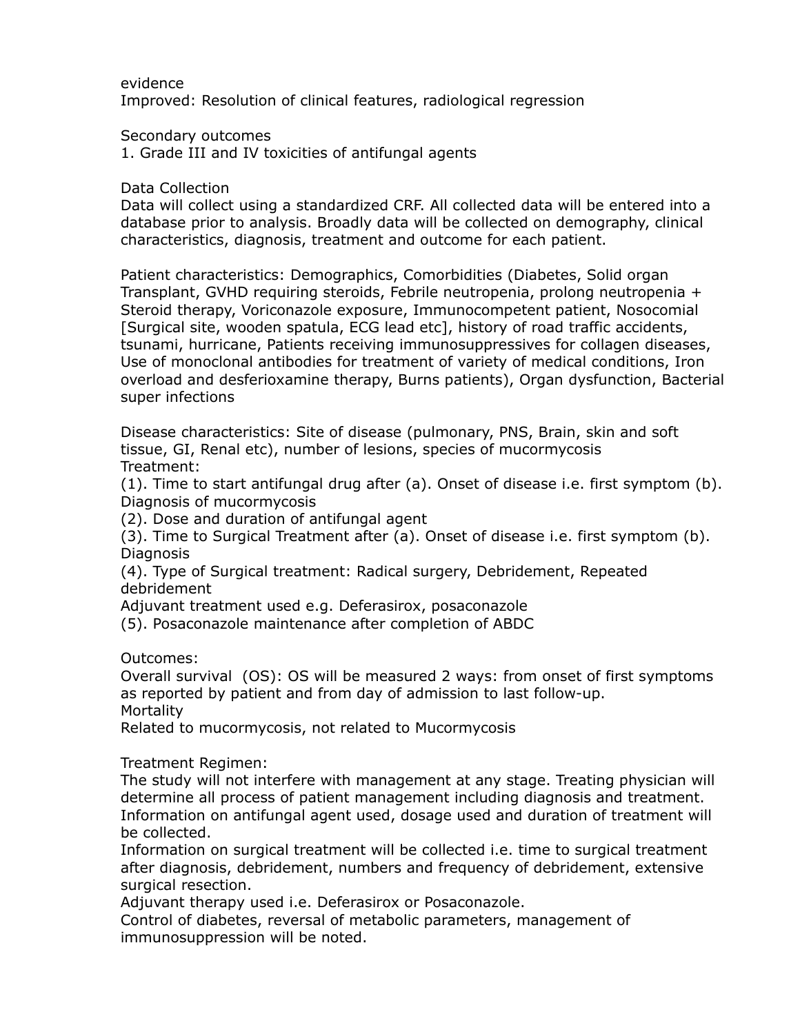evidence
Improved: Resolution of clinical features, radiological regression

Secondary outcomes
1. Grade III and IV toxicities of antifungal agents

Data Collection
Data will collect using a standardized CRF. All collected data will be entered into a database prior to analysis. Broadly data will be collected on demography, clinical characteristics, diagnosis, treatment and outcome for each patient.

Patient characteristics: Demographics, Comorbidities (Diabetes, Solid organ Transplant, GVHD requiring steroids, Febrile neutropenia, prolong neutropenia + Steroid therapy, Voriconazole exposure, Immunocompetent patient, Nosocomial [Surgical site, wooden spatula, ECG lead etc], history of road traffic accidents, tsunami, hurricane, Patients receiving immunosuppressives for collagen diseases, Use of monoclonal antibodies for treatment of variety of medical conditions, Iron overload and desferioxamine therapy, Burns patients), Organ dysfunction, Bacterial super infections

Disease characteristics: Site of disease (pulmonary, PNS, Brain, skin and soft tissue, GI, Renal etc), number of lesions, species of mucormycosis
Treatment:
(1). Time to start antifungal drug after (a). Onset of disease i.e. first symptom (b). Diagnosis of mucormycosis
(2). Dose and duration of antifungal agent
(3). Time to Surgical Treatment after (a). Onset of disease i.e. first symptom (b). Diagnosis
(4). Type of Surgical treatment: Radical surgery, Debridement, Repeated debridement
Adjuvant treatment used e.g. Deferasirox, posaconazole
(5). Posaconazole maintenance after completion of ABDC

Outcomes:
Overall survival (OS): OS will be measured 2 ways: from onset of first symptoms as reported by patient and from day of admission to last follow-up.
Mortality
Related to mucormycosis, not related to Mucormycosis

Treatment Regimen:
The study will not interfere with management at any stage. Treating physician will determine all process of patient management including diagnosis and treatment. Information on antifungal agent used, dosage used and duration of treatment will be collected.
Information on surgical treatment will be collected i.e. time to surgical treatment after diagnosis, debridement, numbers and frequency of debridement, extensive surgical resection.
Adjuvant therapy used i.e. Deferasirox or Posaconazole.
Control of diabetes, reversal of metabolic parameters, management of immunosuppression will be noted.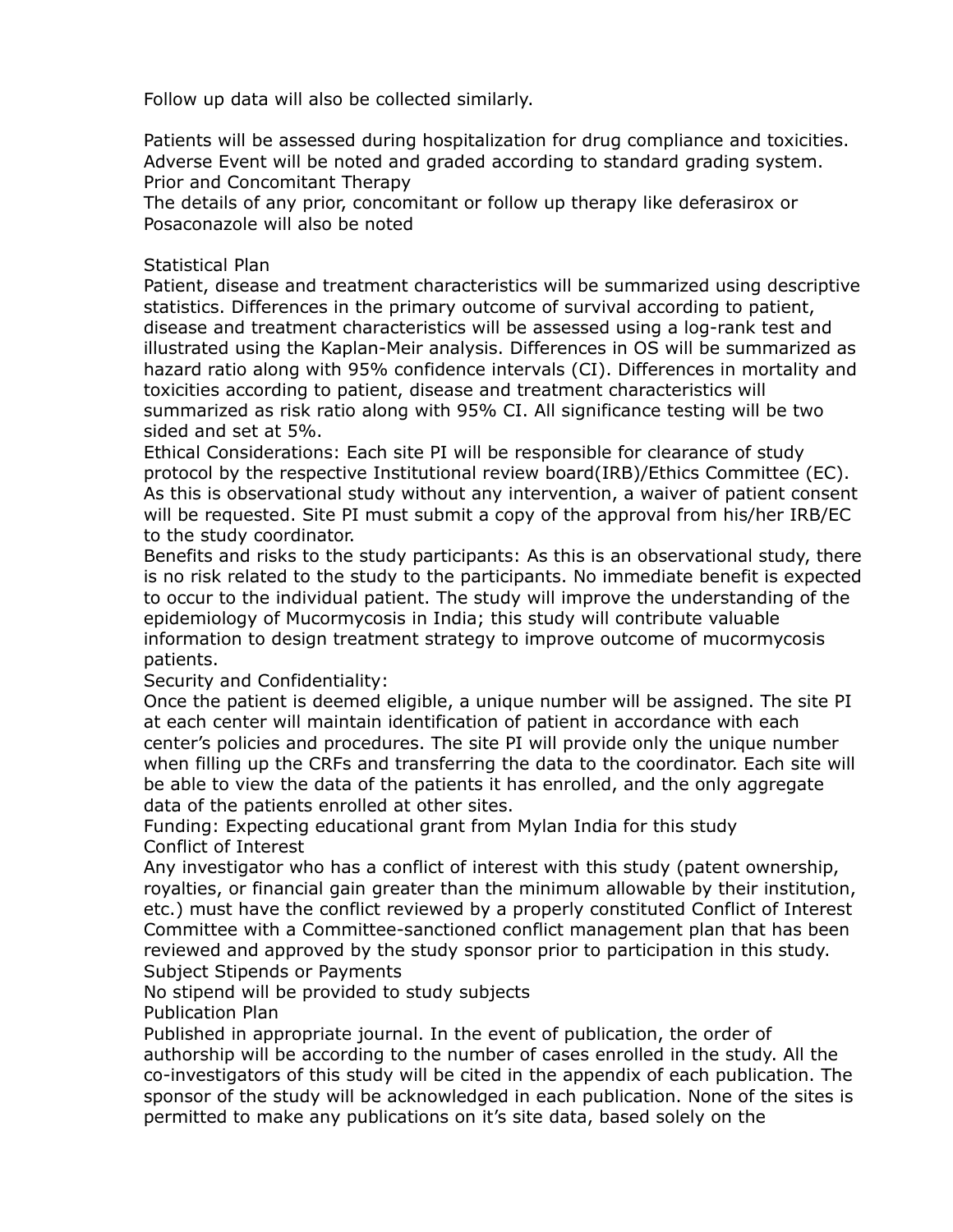Follow up data will also be collected similarly.

Patients will be assessed during hospitalization for drug compliance and toxicities. Adverse Event will be noted and graded according to standard grading system.

Prior and Concomitant Therapy

The details of any prior, concomitant or follow up therapy like deferasirox or Posaconazole will also be noted

Statistical Plan

Patient, disease and treatment characteristics will be summarized using descriptive statistics. Differences in the primary outcome of survival according to patient, disease and treatment characteristics will be assessed using a log-rank test and illustrated using the Kaplan-Meir analysis. Differences in OS will be summarized as hazard ratio along with 95% confidence intervals (CI). Differences in mortality and toxicities according to patient, disease and treatment characteristics will summarized as risk ratio along with 95% CI. All significance testing will be two sided and set at 5%.

Ethical Considerations: Each site PI will be responsible for clearance of study protocol by the respective Institutional review board(IRB)/Ethics Committee (EC). As this is observational study without any intervention, a waiver of patient consent will be requested. Site PI must submit a copy of the approval from his/her IRB/EC to the study coordinator.

Benefits and risks to the study participants: As this is an observational study, there is no risk related to the study to the participants. No immediate benefit is expected to occur to the individual patient. The study will improve the understanding of the epidemiology of Mucormycosis in India; this study will contribute valuable information to design treatment strategy to improve outcome of mucormycosis patients.

Security and Confidentiality:

Once the patient is deemed eligible, a unique number will be assigned. The site PI at each center will maintain identification of patient in accordance with each center's policies and procedures. The site PI will provide only the unique number when filling up the CRFs and transferring the data to the coordinator. Each site will be able to view the data of the patients it has enrolled, and the only aggregate data of the patients enrolled at other sites.

Funding: Expecting educational grant from Mylan India for this study

Conflict of Interest

Any investigator who has a conflict of interest with this study (patent ownership, royalties, or financial gain greater than the minimum allowable by their institution, etc.) must have the conflict reviewed by a properly constituted Conflict of Interest Committee with a Committee-sanctioned conflict management plan that has been reviewed and approved by the study sponsor prior to participation in this study.

Subject Stipends or Payments

No stipend will be provided to study subjects

Publication Plan

Published in appropriate journal. In the event of publication, the order of authorship will be according to the number of cases enrolled in the study. All the co-investigators of this study will be cited in the appendix of each publication. The sponsor of the study will be acknowledged in each publication. None of the sites is permitted to make any publications on it's site data, based solely on the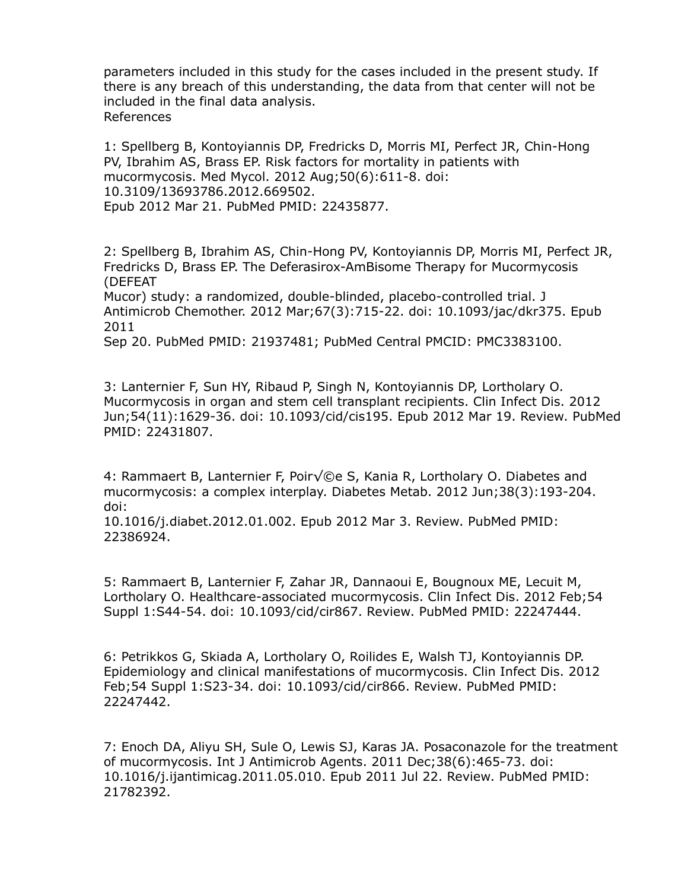parameters included in this study for the cases included in the present study. If there is any breach of this understanding, the data from that center will not be included in the final data analysis.

References

1: Spellberg B, Kontoyiannis DP, Fredricks D, Morris MI, Perfect JR, Chin-Hong PV, Ibrahim AS, Brass EP. Risk factors for mortality in patients with mucormycosis. Med Mycol. 2012 Aug;50(6):611-8. doi: 10.3109/13693786.2012.669502. Epub 2012 Mar 21. PubMed PMID: 22435877.

2: Spellberg B, Ibrahim AS, Chin-Hong PV, Kontoyiannis DP, Morris MI, Perfect JR, Fredricks D, Brass EP. The Deferasirox-AmBisome Therapy for Mucormycosis (DEFEAT Mucor) study: a randomized, double-blinded, placebo-controlled trial. J Antimicrob Chemother. 2012 Mar;67(3):715-22. doi: 10.1093/jac/dkr375. Epub 2011 Sep 20. PubMed PMID: 21937481; PubMed Central PMCID: PMC3383100.

3: Lanternier F, Sun HY, Ribaud P, Singh N, Kontoyiannis DP, Lortholary O. Mucormycosis in organ and stem cell transplant recipients. Clin Infect Dis. 2012 Jun;54(11):1629-36. doi: 10.1093/cid/cis195. Epub 2012 Mar 19. Review. PubMed PMID: 22431807.

4: Rammaert B, Lanternier F, Poir√©e S, Kania R, Lortholary O. Diabetes and mucormycosis: a complex interplay. Diabetes Metab. 2012 Jun;38(3):193-204. doi: 10.1016/j.diabet.2012.01.002. Epub 2012 Mar 3. Review. PubMed PMID: 22386924.

5: Rammaert B, Lanternier F, Zahar JR, Dannaoui E, Bougnoux ME, Lecuit M, Lortholary O. Healthcare-associated mucormycosis. Clin Infect Dis. 2012 Feb;54 Suppl 1:S44-54. doi: 10.1093/cid/cir867. Review. PubMed PMID: 22247444.

6: Petrikkos G, Skiada A, Lortholary O, Roilides E, Walsh TJ, Kontoyiannis DP. Epidemiology and clinical manifestations of mucormycosis. Clin Infect Dis. 2012 Feb;54 Suppl 1:S23-34. doi: 10.1093/cid/cir866. Review. PubMed PMID: 22247442.

7: Enoch DA, Aliyu SH, Sule O, Lewis SJ, Karas JA. Posaconazole for the treatment of mucormycosis. Int J Antimicrob Agents. 2011 Dec;38(6):465-73. doi: 10.1016/j.ijantimicag.2011.05.010. Epub 2011 Jul 22. Review. PubMed PMID: 21782392.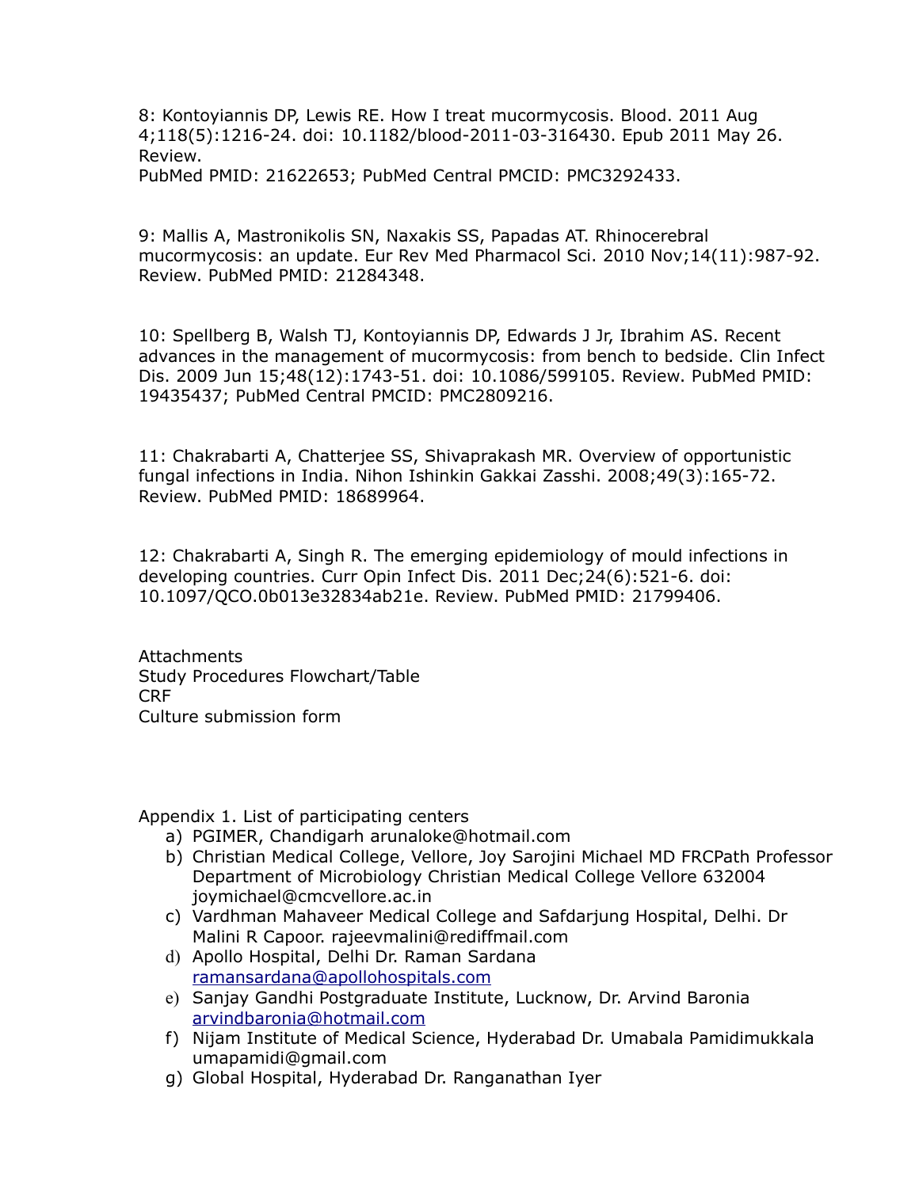8: Kontoyiannis DP, Lewis RE. How I treat mucormycosis. Blood. 2011 Aug 4;118(5):1216-24. doi: 10.1182/blood-2011-03-316430. Epub 2011 May 26. Review.
PubMed PMID: 21622653; PubMed Central PMCID: PMC3292433.

9: Mallis A, Mastronikolis SN, Naxakis SS, Papadas AT. Rhinocerebral mucormycosis: an update. Eur Rev Med Pharmacol Sci. 2010 Nov;14(11):987-92. Review. PubMed PMID: 21284348.

10: Spellberg B, Walsh TJ, Kontoyiannis DP, Edwards J Jr, Ibrahim AS. Recent advances in the management of mucormycosis: from bench to bedside. Clin Infect Dis. 2009 Jun 15;48(12):1743-51. doi: 10.1086/599105. Review. PubMed PMID: 19435437; PubMed Central PMCID: PMC2809216.

11: Chakrabarti A, Chatterjee SS, Shivaprakash MR. Overview of opportunistic fungal infections in India. Nihon Ishinkin Gakkai Zasshi. 2008;49(3):165-72. Review. PubMed PMID: 18689964.

12: Chakrabarti A, Singh R. The emerging epidemiology of mould infections in developing countries. Curr Opin Infect Dis. 2011 Dec;24(6):521-6. doi: 10.1097/QCO.0b013e32834ab21e. Review. PubMed PMID: 21799406.

Attachments
Study Procedures Flowchart/Table
CRF
Culture submission form

Appendix 1. List of participating centers

a) PGIMER, Chandigarh arunaloke@hotmail.com
b) Christian Medical College, Vellore, Joy Sarojini Michael MD FRCPath Professor Department of Microbiology Christian Medical College Vellore 632004 joymichael@cmcvellore.ac.in
c) Vardhman Mahaveer Medical College and Safdarjung Hospital, Delhi. Dr Malini R Capoor. rajeevmalini@rediffmail.com
d) Apollo Hospital, Delhi Dr. Raman Sardana ramansardana@apollohospitals.com
e) Sanjay Gandhi Postgraduate Institute, Lucknow, Dr. Arvind Baronia arvindbaronia@hotmail.com
f) Nijam Institute of Medical Science, Hyderabad Dr. Umabala Pamidimukkala umapamidi@gmail.com
g) Global Hospital, Hyderabad Dr. Ranganathan Iyer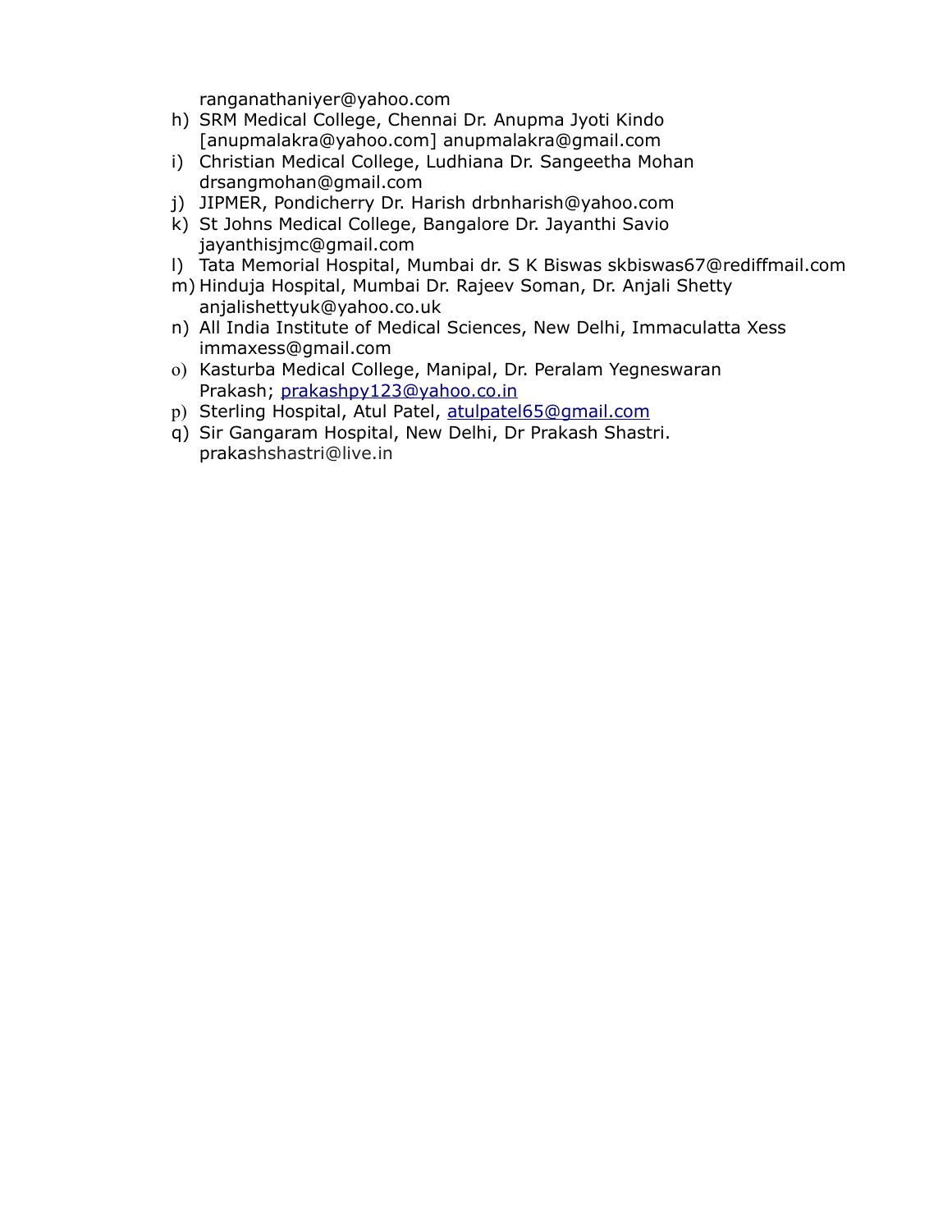ranganathaniyer@yahoo.com

h) SRM Medical College, Chennai Dr. Anupma Jyoti Kindo [anupmalakra@yahoo.com] anupmalakra@gmail.com
i) Christian Medical College, Ludhiana Dr. Sangeetha Mohan drsangmohan@gmail.com
j) JIPMER, Pondicherry Dr. Harish drbnharish@yahoo.com
k) St Johns Medical College, Bangalore Dr. Jayanthi Savio jayanthisjmc@gmail.com
l) Tata Memorial Hospital, Mumbai dr. S K Biswas skbiswas67@rediffmail.com
m) Hinduja Hospital, Mumbai Dr. Rajeev Soman, Dr. Anjali Shetty anjalishettyuk@yahoo.co.uk
n) All India Institute of Medical Sciences, New Delhi, Immaculatta Xess immaxess@gmail.com
o) Kasturba Medical College, Manipal, Dr. Peralam Yegneswaran Prakash; prakashpy123@yahoo.co.in
p) Sterling Hospital, Atul Patel, atulpatel65@gmail.com
q) Sir Gangaram Hospital, New Delhi, Dr Prakash Shastri. prakashshastri@live.in